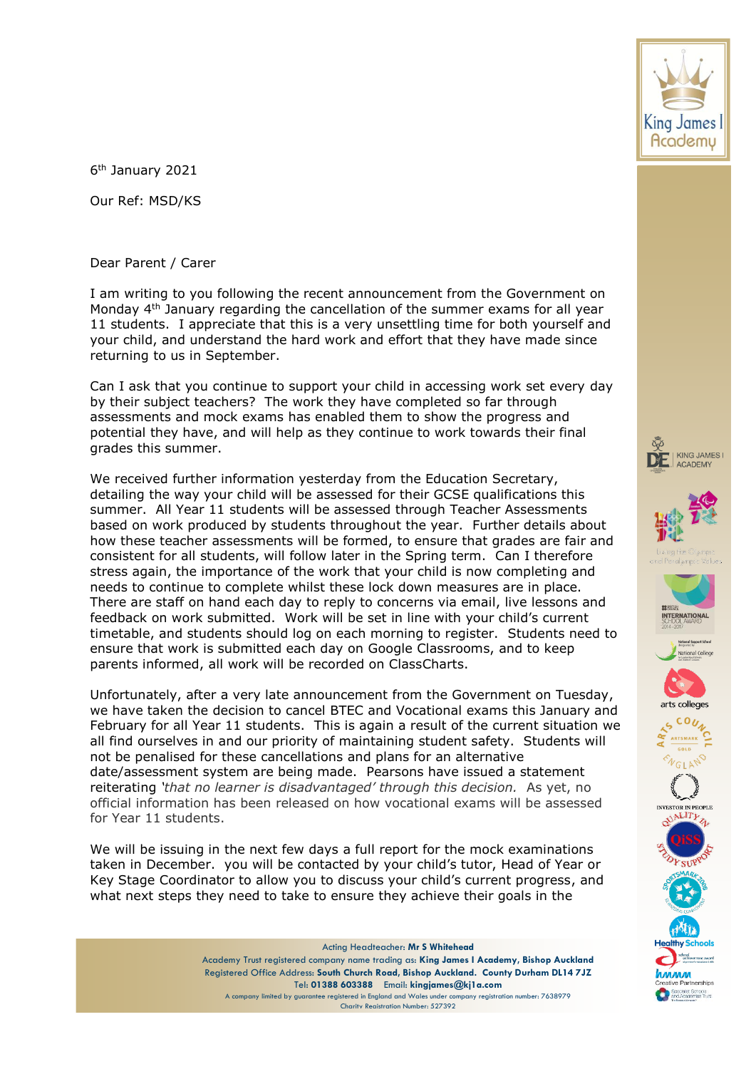6th January 2021

Our Ref: MSD/KS

Dear Parent / Carer

I am writing to you following the recent announcement from the Government on Monday 4th January regarding the cancellation of the summer exams for all year 11 students. I appreciate that this is a very unsettling time for both yourself and your child, and understand the hard work and effort that they have made since returning to us in September.

Can I ask that you continue to support your child in accessing work set every day by their subject teachers? The work they have completed so far through assessments and mock exams has enabled them to show the progress and potential they have, and will help as they continue to work towards their final grades this summer.

We received further information yesterday from the Education Secretary, detailing the way your child will be assessed for their GCSE qualifications this summer. All Year 11 students will be assessed through Teacher Assessments based on work produced by students throughout the year. Further details about how these teacher assessments will be formed, to ensure that grades are fair and consistent for all students, will follow later in the Spring term. Can I therefore stress again, the importance of the work that your child is now completing and needs to continue to complete whilst these lock down measures are in place. There are staff on hand each day to reply to concerns via email, live lessons and feedback on work submitted. Work will be set in line with your child's current timetable, and students should log on each morning to register. Students need to ensure that work is submitted each day on Google Classrooms, and to keep parents informed, all work will be recorded on ClassCharts.

Unfortunately, after a very late announcement from the Government on Tuesday, we have taken the decision to cancel BTEC and Vocational exams this January and February for all Year 11 students. This is again a result of the current situation we all find ourselves in and our priority of maintaining student safety. Students will not be penalised for these cancellations and plans for an alternative date/assessment system are being made. Pearsons have issued a statement reiterating *'that no learner is disadvantaged' through this decision.* As yet, no official information has been released on how vocational exams will be assessed for Year 11 students.

We will be issuing in the next few days a full report for the mock examinations taken in December. you will be contacted by your child's tutor, Head of Year or Key Stage Coordinator to allow you to discuss your child's current progress, and what next steps they need to take to ensure they achieve their goals in the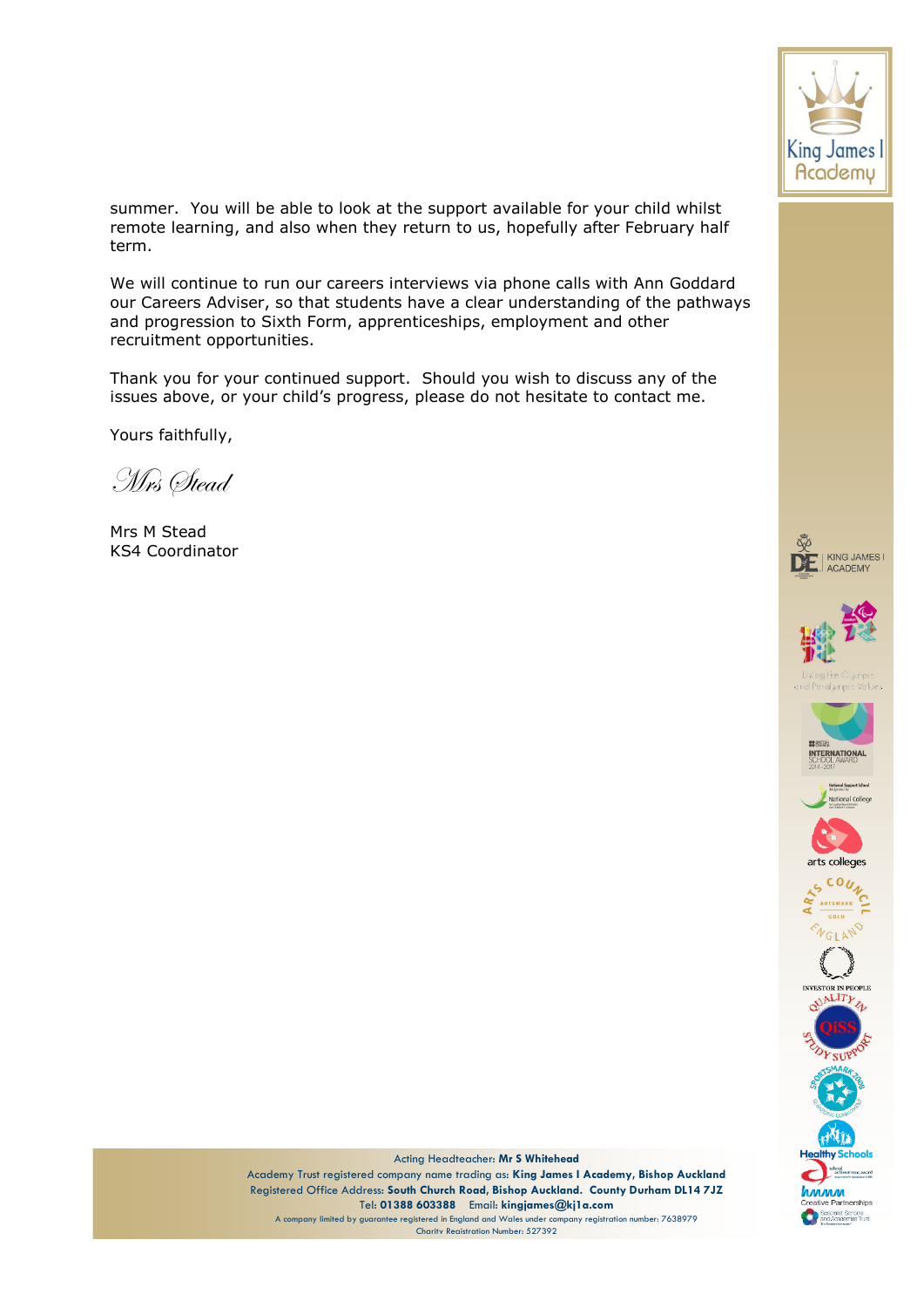summer. You will be able to look at the support available for your child whilst remote learning, and also when they return to us, hopefully after February half term.

We will continue to run our careers interviews via phone calls with Ann Goddard our Careers Adviser, so that students have a clear understanding of the pathways and progression to Sixth Form, apprenticeships, employment and other recruitment opportunities.

Thank you for your continued support. Should you wish to discuss any of the issues above, or your child's progress, please do not hesitate to contact me.

Yours faithfully,

*Mrs Stead*

Mrs M Stead
KS4 Coordinator

Acting Headteacher: **Mr S Whitehead**
Academy Trust registered company name trading as: **King James I Academy, Bishop Auckland**
Registered Office Address: **South Church Road, Bishop Auckland. County Durham DL14 7JZ**
Tel: **01388 603388** Email: **kingjames@kj1a.com**
A company limited by guarantee registered in England and Wales under company registration number: 7638979
Charity Registration Number: 527392